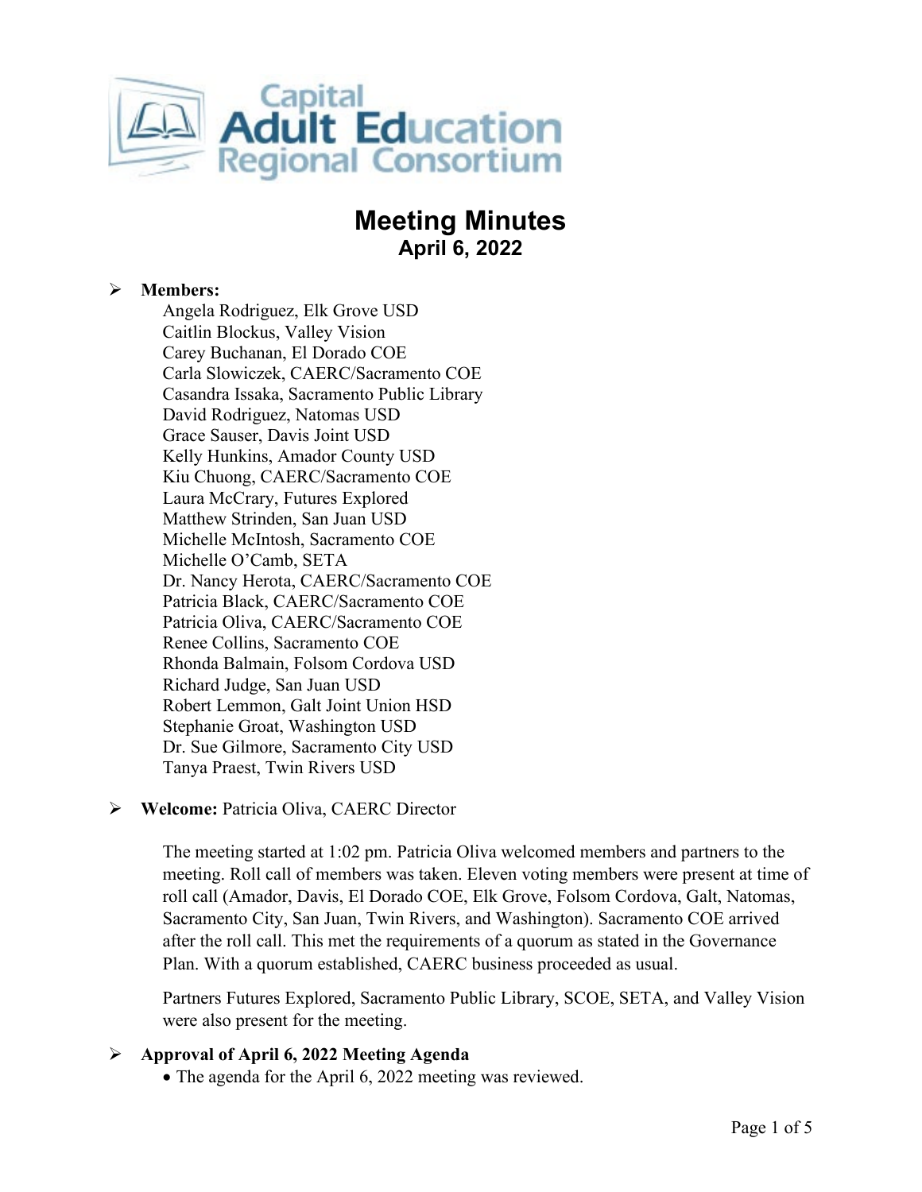Capital Adult Education Regional Consortium

# Meeting Minutes

## April 6, 2022

- **Members:**

  Angela Rodriguez, Elk Grove USD
  Caitlin Blockus, Valley Vision
  Carey Buchanan, El Dorado COE
  Carla Slowiczek, CAERC/Sacramento COE
  Casandra Issaka, Sacramento Public Library
  David Rodriguez, Natomas USD
  Grace Sauser, Davis Joint USD
  Kelly Hunkins, Amador County USD
  Kiu Chuong, CAERC/Sacramento COE
  Laura McCrary, Futures Explored
  Matthew Strinden, San Juan USD
  Michelle McIntosh, Sacramento COE
  Michelle O'Camb, SETA
  Dr. Nancy Herota, CAERC/Sacramento COE
  Patricia Black, CAERC/Sacramento COE
  Patricia Oliva, CAERC/Sacramento COE
  Renee Collins, Sacramento COE
  Rhonda Balmain, Folsom Cordova USD
  Richard Judge, San Juan USD
  Robert Lemmon, Galt Joint Union HSD
  Stephanie Groat, Washington USD
  Dr. Sue Gilmore, Sacramento City USD
  Tanya Praest, Twin Rivers USD

- **Welcome:** Patricia Oliva, CAERC Director

  The meeting started at 1:02 pm. Patricia Oliva welcomed members and partners to the meeting. Roll call of members was taken. Eleven voting members were present at time of roll call (Amador, Davis, El Dorado COE, Elk Grove, Folsom Cordova, Galt, Natomas, Sacramento City, San Juan, Twin Rivers, and Washington). Sacramento COE arrived after the roll call. This met the requirements of a quorum as stated in the Governance Plan. With a quorum established, CAERC business proceeded as usual.

  Partners Futures Explored, Sacramento Public Library, SCOE, SETA, and Valley Vision were also present for the meeting.

- **Approval of April 6, 2022 Meeting Agenda**
  - The agenda for the April 6, 2022 meeting was reviewed.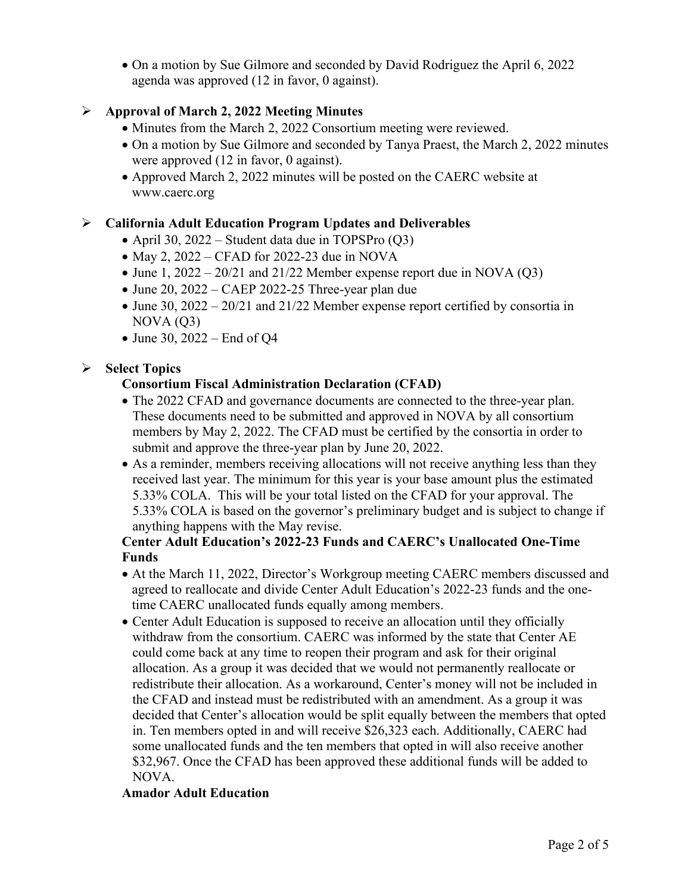- On a motion by Sue Gilmore and seconded by David Rodriguez the April 6, 2022 agenda was approved (12 in favor, 0 against).

## Approval of March 2, 2022 Meeting Minutes

- Minutes from the March 2, 2022 Consortium meeting were reviewed.
- On a motion by Sue Gilmore and seconded by Tanya Praest, the March 2, 2022 minutes were approved (12 in favor, 0 against).
- Approved March 2, 2022 minutes will be posted on the CAERC website at www.caerc.org

## California Adult Education Program Updates and Deliverables

- April 30, 2022 – Student data due in TOPSPro (Q3)
- May 2, 2022 – CFAD for 2022-23 due in NOVA
- June 1, 2022 – 20/21 and 21/22 Member expense report due in NOVA (Q3)
- June 20, 2022 – CAEP 2022-25 Three-year plan due
- June 30, 2022 – 20/21 and 21/22 Member expense report certified by consortia in NOVA (Q3)
- June 30, 2022 – End of Q4

## Select Topics

### Consortium Fiscal Administration Declaration (CFAD)

- The 2022 CFAD and governance documents are connected to the three-year plan. These documents need to be submitted and approved in NOVA by all consortium members by May 2, 2022. The CFAD must be certified by the consortia in order to submit and approve the three-year plan by June 20, 2022.
- As a reminder, members receiving allocations will not receive anything less than they received last year. The minimum for this year is your base amount plus the estimated 5.33% COLA. This will be your total listed on the CFAD for your approval. The 5.33% COLA is based on the governor's preliminary budget and is subject to change if anything happens with the May revise.

### Center Adult Education's 2022-23 Funds and CAERC's Unallocated One-Time Funds

- At the March 11, 2022, Director's Workgroup meeting CAERC members discussed and agreed to reallocate and divide Center Adult Education's 2022-23 funds and the one-time CAERC unallocated funds equally among members.
- Center Adult Education is supposed to receive an allocation until they officially withdraw from the consortium. CAERC was informed by the state that Center AE could come back at any time to reopen their program and ask for their original allocation. As a group it was decided that we would not permanently reallocate or redistribute their allocation. As a workaround, Center's money will not be included in the CFAD and instead must be redistributed with an amendment. As a group it was decided that Center's allocation would be split equally between the members that opted in. Ten members opted in and will receive $26,323 each. Additionally, CAERC had some unallocated funds and the ten members that opted in will also receive another $32,967. Once the CFAD has been approved these additional funds will be added to NOVA.

### Amador Adult Education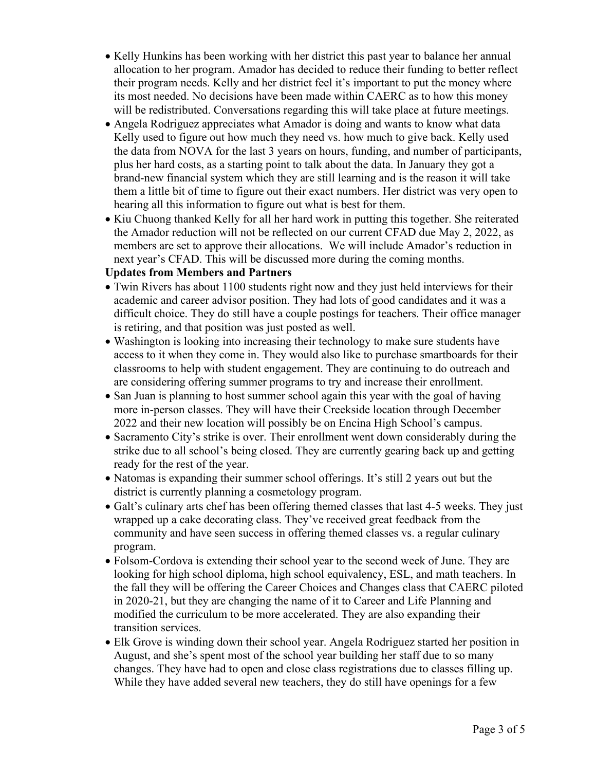- Kelly Hunkins has been working with her district this past year to balance her annual allocation to her program. Amador has decided to reduce their funding to better reflect their program needs. Kelly and her district feel it's important to put the money where its most needed. No decisions have been made within CAERC as to how this money will be redistributed. Conversations regarding this will take place at future meetings.
- Angela Rodriguez appreciates what Amador is doing and wants to know what data Kelly used to figure out how much they need vs. how much to give back. Kelly used the data from NOVA for the last 3 years on hours, funding, and number of participants, plus her hard costs, as a starting point to talk about the data. In January they got a brand-new financial system which they are still learning and is the reason it will take them a little bit of time to figure out their exact numbers. Her district was very open to hearing all this information to figure out what is best for them.
- Kiu Chuong thanked Kelly for all her hard work in putting this together. She reiterated the Amador reduction will not be reflected on our current CFAD due May 2, 2022, as members are set to approve their allocations. We will include Amador's reduction in next year's CFAD. This will be discussed more during the coming months.

**Updates from Members and Partners**

- Twin Rivers has about 1100 students right now and they just held interviews for their academic and career advisor position. They had lots of good candidates and it was a difficult choice. They do still have a couple postings for teachers. Their office manager is retiring, and that position was just posted as well.
- Washington is looking into increasing their technology to make sure students have access to it when they come in. They would also like to purchase smartboards for their classrooms to help with student engagement. They are continuing to do outreach and are considering offering summer programs to try and increase their enrollment.
- San Juan is planning to host summer school again this year with the goal of having more in-person classes. They will have their Creekside location through December 2022 and their new location will possibly be on Encina High School's campus.
- Sacramento City's strike is over. Their enrollment went down considerably during the strike due to all school's being closed. They are currently gearing back up and getting ready for the rest of the year.
- Natomas is expanding their summer school offerings. It's still 2 years out but the district is currently planning a cosmetology program.
- Galt's culinary arts chef has been offering themed classes that last 4-5 weeks. They just wrapped up a cake decorating class. They've received great feedback from the community and have seen success in offering themed classes vs. a regular culinary program.
- Folsom-Cordova is extending their school year to the second week of June. They are looking for high school diploma, high school equivalency, ESL, and math teachers. In the fall they will be offering the Career Choices and Changes class that CAERC piloted in 2020-21, but they are changing the name of it to Career and Life Planning and modified the curriculum to be more accelerated. They are also expanding their transition services.
- Elk Grove is winding down their school year. Angela Rodriguez started her position in August, and she's spent most of the school year building her staff due to so many changes. They have had to open and close class registrations due to classes filling up. While they have added several new teachers, they do still have openings for a few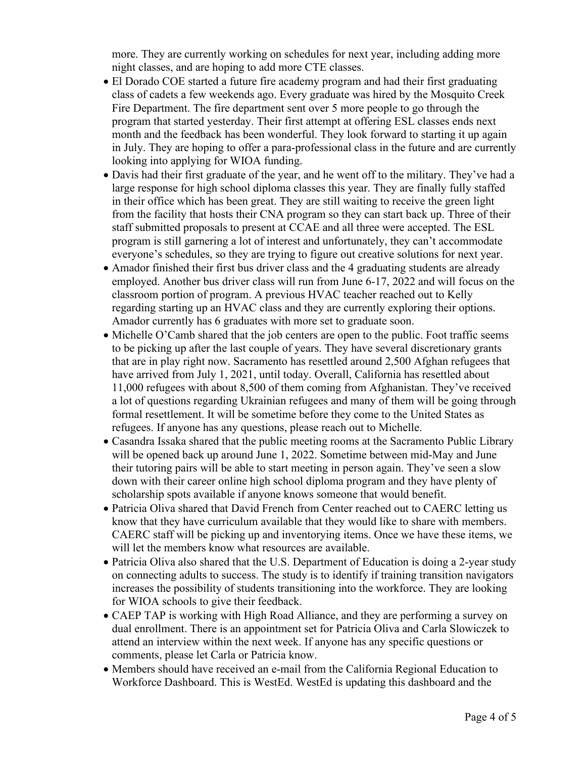more. They are currently working on schedules for next year, including adding more night classes, and are hoping to add more CTE classes.

- El Dorado COE started a future fire academy program and had their first graduating class of cadets a few weekends ago. Every graduate was hired by the Mosquito Creek Fire Department. The fire department sent over 5 more people to go through the program that started yesterday. Their first attempt at offering ESL classes ends next month and the feedback has been wonderful. They look forward to starting it up again in July. They are hoping to offer a para-professional class in the future and are currently looking into applying for WIOA funding.
- Davis had their first graduate of the year, and he went off to the military. They've had a large response for high school diploma classes this year. They are finally fully staffed in their office which has been great. They are still waiting to receive the green light from the facility that hosts their CNA program so they can start back up. Three of their staff submitted proposals to present at CCAE and all three were accepted. The ESL program is still garnering a lot of interest and unfortunately, they can't accommodate everyone's schedules, so they are trying to figure out creative solutions for next year.
- Amador finished their first bus driver class and the 4 graduating students are already employed. Another bus driver class will run from June 6-17, 2022 and will focus on the classroom portion of program. A previous HVAC teacher reached out to Kelly regarding starting up an HVAC class and they are currently exploring their options. Amador currently has 6 graduates with more set to graduate soon.
- Michelle O'Camb shared that the job centers are open to the public. Foot traffic seems to be picking up after the last couple of years. They have several discretionary grants that are in play right now. Sacramento has resettled around 2,500 Afghan refugees that have arrived from July 1, 2021, until today. Overall, California has resettled about 11,000 refugees with about 8,500 of them coming from Afghanistan. They've received a lot of questions regarding Ukrainian refugees and many of them will be going through formal resettlement. It will be sometime before they come to the United States as refugees. If anyone has any questions, please reach out to Michelle.
- Casandra Issaka shared that the public meeting rooms at the Sacramento Public Library will be opened back up around June 1, 2022. Sometime between mid-May and June their tutoring pairs will be able to start meeting in person again. They've seen a slow down with their career online high school diploma program and they have plenty of scholarship spots available if anyone knows someone that would benefit.
- Patricia Oliva shared that David French from Center reached out to CAERC letting us know that they have curriculum available that they would like to share with members. CAERC staff will be picking up and inventorying items. Once we have these items, we will let the members know what resources are available.
- Patricia Oliva also shared that the U.S. Department of Education is doing a 2-year study on connecting adults to success. The study is to identify if training transition navigators increases the possibility of students transitioning into the workforce. They are looking for WIOA schools to give their feedback.
- CAEP TAP is working with High Road Alliance, and they are performing a survey on dual enrollment. There is an appointment set for Patricia Oliva and Carla Slowiczek to attend an interview within the next week. If anyone has any specific questions or comments, please let Carla or Patricia know.
- Members should have received an e-mail from the California Regional Education to Workforce Dashboard. This is WestEd. WestEd is updating this dashboard and the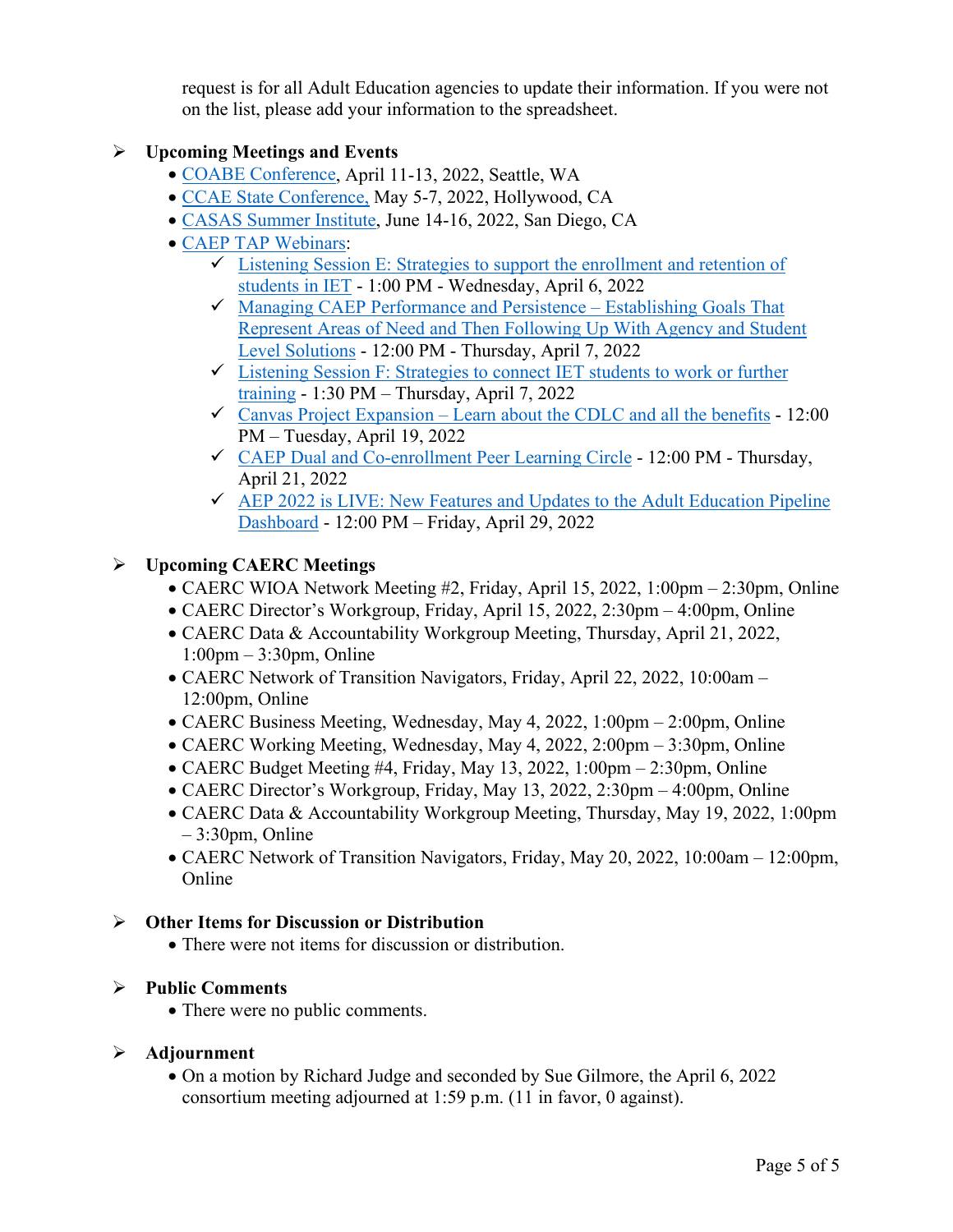request is for all Adult Education agencies to update their information. If you were not on the list, please add your information to the spreadsheet.

- **Upcoming Meetings and Events**
  - COABE Conference, April 11-13, 2022, Seattle, WA
  - CCAE State Conference, May 5-7, 2022, Hollywood, CA
  - CASAS Summer Institute, June 14-16, 2022, San Diego, CA
  - CAEP TAP Webinars:
    - Listening Session E: Strategies to support the enrollment and retention of students in IET - 1:00 PM - Wednesday, April 6, 2022
    - Managing CAEP Performance and Persistence – Establishing Goals That Represent Areas of Need and Then Following Up With Agency and Student Level Solutions - 12:00 PM - Thursday, April 7, 2022
    - Listening Session F: Strategies to connect IET students to work or further training - 1:30 PM – Thursday, April 7, 2022
    - Canvas Project Expansion – Learn about the CDLC and all the benefits - 12:00 PM – Tuesday, April 19, 2022
    - CAEP Dual and Co-enrollment Peer Learning Circle - 12:00 PM - Thursday, April 21, 2022
    - AEP 2022 is LIVE: New Features and Updates to the Adult Education Pipeline Dashboard - 12:00 PM – Friday, April 29, 2022

- **Upcoming CAERC Meetings**
  - CAERC WIOA Network Meeting #2, Friday, April 15, 2022, 1:00pm – 2:30pm, Online
  - CAERC Director's Workgroup, Friday, April 15, 2022, 2:30pm – 4:00pm, Online
  - CAERC Data & Accountability Workgroup Meeting, Thursday, April 21, 2022, 1:00pm – 3:30pm, Online
  - CAERC Network of Transition Navigators, Friday, April 22, 2022, 10:00am – 12:00pm, Online
  - CAERC Business Meeting, Wednesday, May 4, 2022, 1:00pm – 2:00pm, Online
  - CAERC Working Meeting, Wednesday, May 4, 2022, 2:00pm – 3:30pm, Online
  - CAERC Budget Meeting #4, Friday, May 13, 2022, 1:00pm – 2:30pm, Online
  - CAERC Director's Workgroup, Friday, May 13, 2022, 2:30pm – 4:00pm, Online
  - CAERC Data & Accountability Workgroup Meeting, Thursday, May 19, 2022, 1:00pm – 3:30pm, Online
  - CAERC Network of Transition Navigators, Friday, May 20, 2022, 10:00am – 12:00pm, Online

- **Other Items for Discussion or Distribution**
  - There were not items for discussion or distribution.

- **Public Comments**
  - There were no public comments.

- **Adjournment**
  - On a motion by Richard Judge and seconded by Sue Gilmore, the April 6, 2022 consortium meeting adjourned at 1:59 p.m. (11 in favor, 0 against).